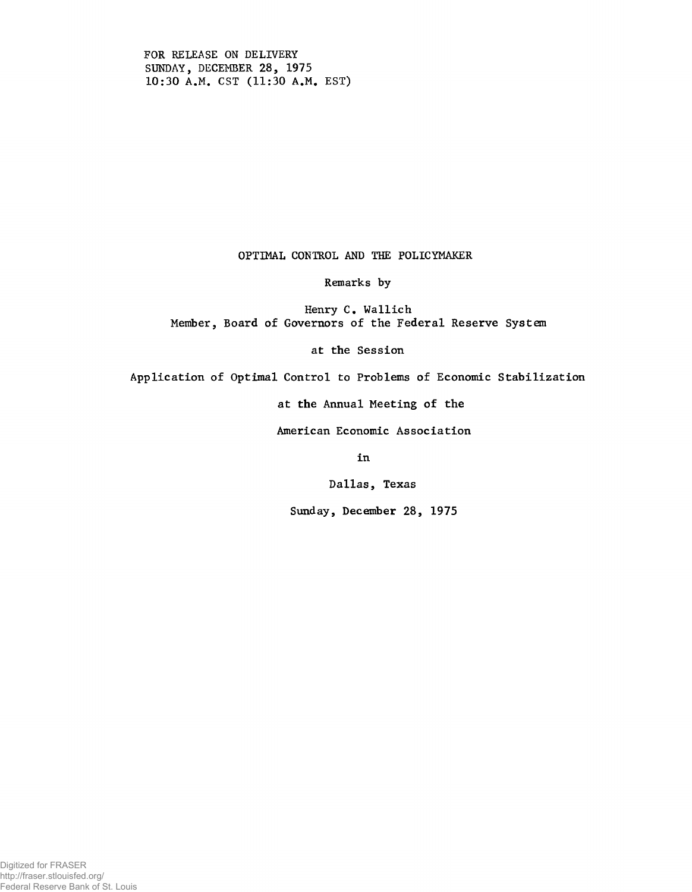FOR RELEASE ON DELIVERY
SUNDAY, DECEMBER 28, 1975
10:30 A.M. CST (11:30 A.M. EST)

# OPTIMAL CONTROL AND THE POLICYMAKER

Remarks by

Henry C. Wallich
Member, Board of Governors of the Federal Reserve System

at the Session

Application of Optimal Control to Problems of Economic Stabilization

at the Annual Meeting of the

American Economic Association

in

Dallas, Texas

Sunday, December 28, 1975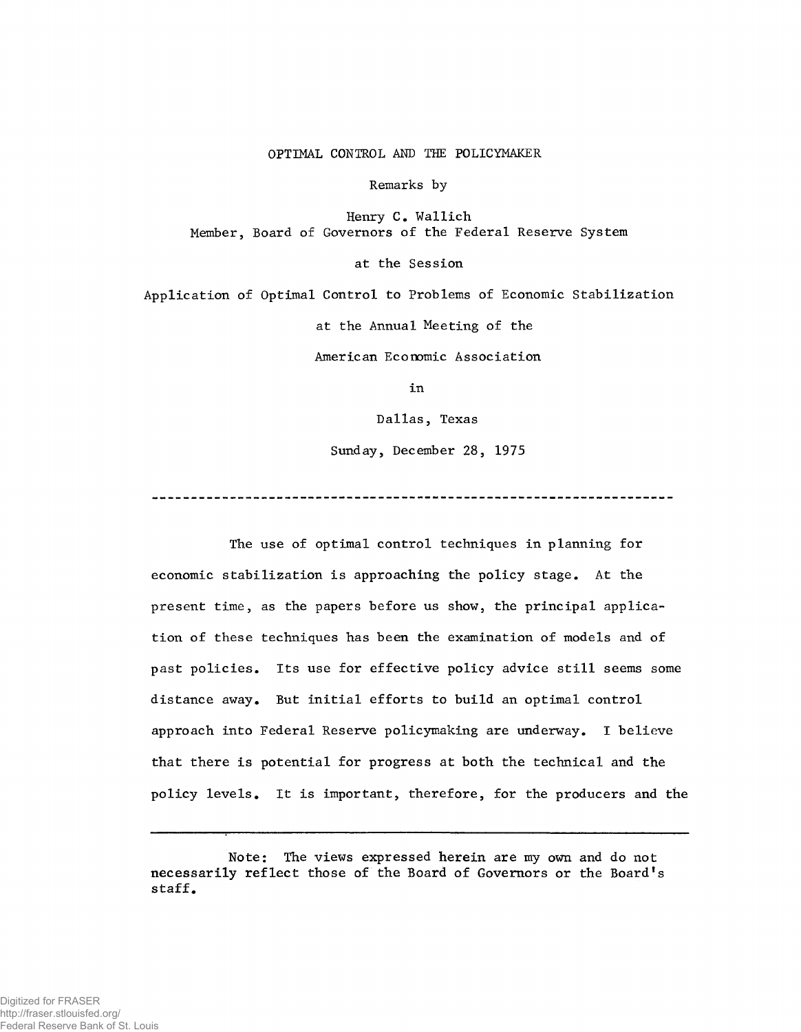OPTIMAL CONTROL AND THE POLICYMAKER

Remarks by

Henry C. Wallich

Member, Board of Governors of the Federal Reserve System

at the Session

Application of Optimal Control to Problems of Economic Stabilization

at the Annual Meeting of the

American Economic Association

in

Dallas, Texas

Sunday, December 28, 1975

---

The use of optimal control techniques in planning for economic stabilization is approaching the policy stage. At the present time, as the papers before us show, the principal application of these techniques has been the examination of models and of past policies. Its use for effective policy advice still seems some distance away. But initial efforts to build an optimal control approach into Federal Reserve policymaking are underway. I believe that there is potential for progress at both the technical and the policy levels. It is important, therefore, for the producers and the

---

Note: The views expressed herein are my own and do not necessarily reflect those of the Board of Governors or the Board's staff.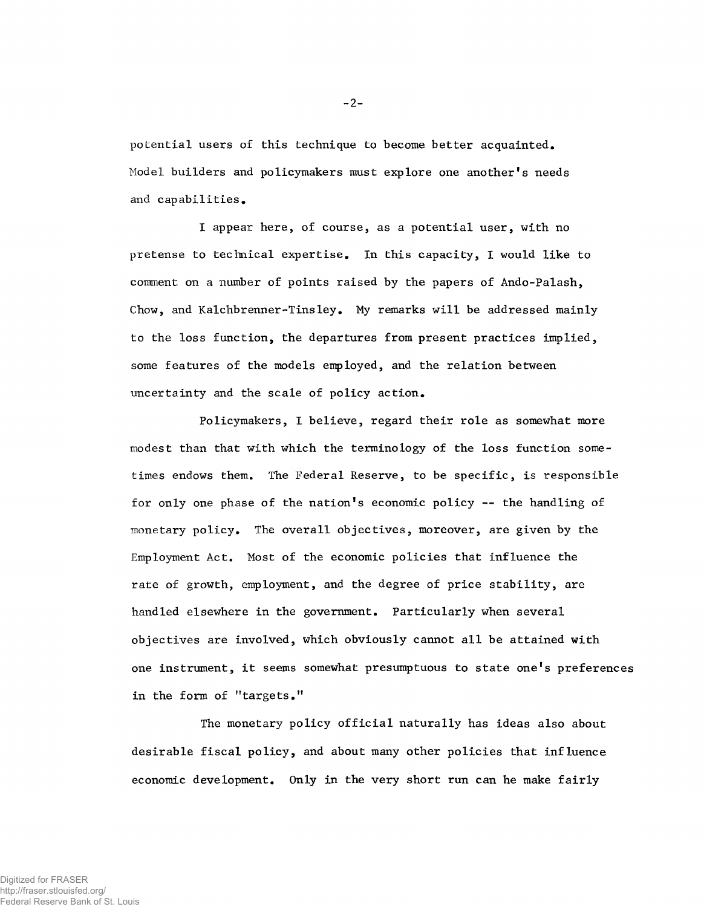potential users of this technique to become better acquainted. Model builders and policymakers must explore one another's needs and capabilities.

I appear here, of course, as a potential user, with no pretense to technical expertise. In this capacity, I would like to comment on a number of points raised by the papers of Ando-Palash, Chow, and Kalchbrenner-Tinsley. My remarks will be addressed mainly to the loss function, the departures from present practices implied, some features of the models employed, and the relation between uncertainty and the scale of policy action.

Policymakers, I believe, regard their role as somewhat more modest than that with which the terminology of the loss function sometimes endows them. The Federal Reserve, to be specific, is responsible for only one phase of the nation's economic policy -- the handling of monetary policy. The overall objectives, moreover, are given by the Employment Act. Most of the economic policies that influence the rate of growth, employment, and the degree of price stability, are handled elsewhere in the government. Particularly when several objectives are involved, which obviously cannot all be attained with one instrument, it seems somewhat presumptuous to state one's preferences in the form of "targets."

The monetary policy official naturally has ideas also about desirable fiscal policy, and about many other policies that influence economic development. Only in the very short run can he make fairly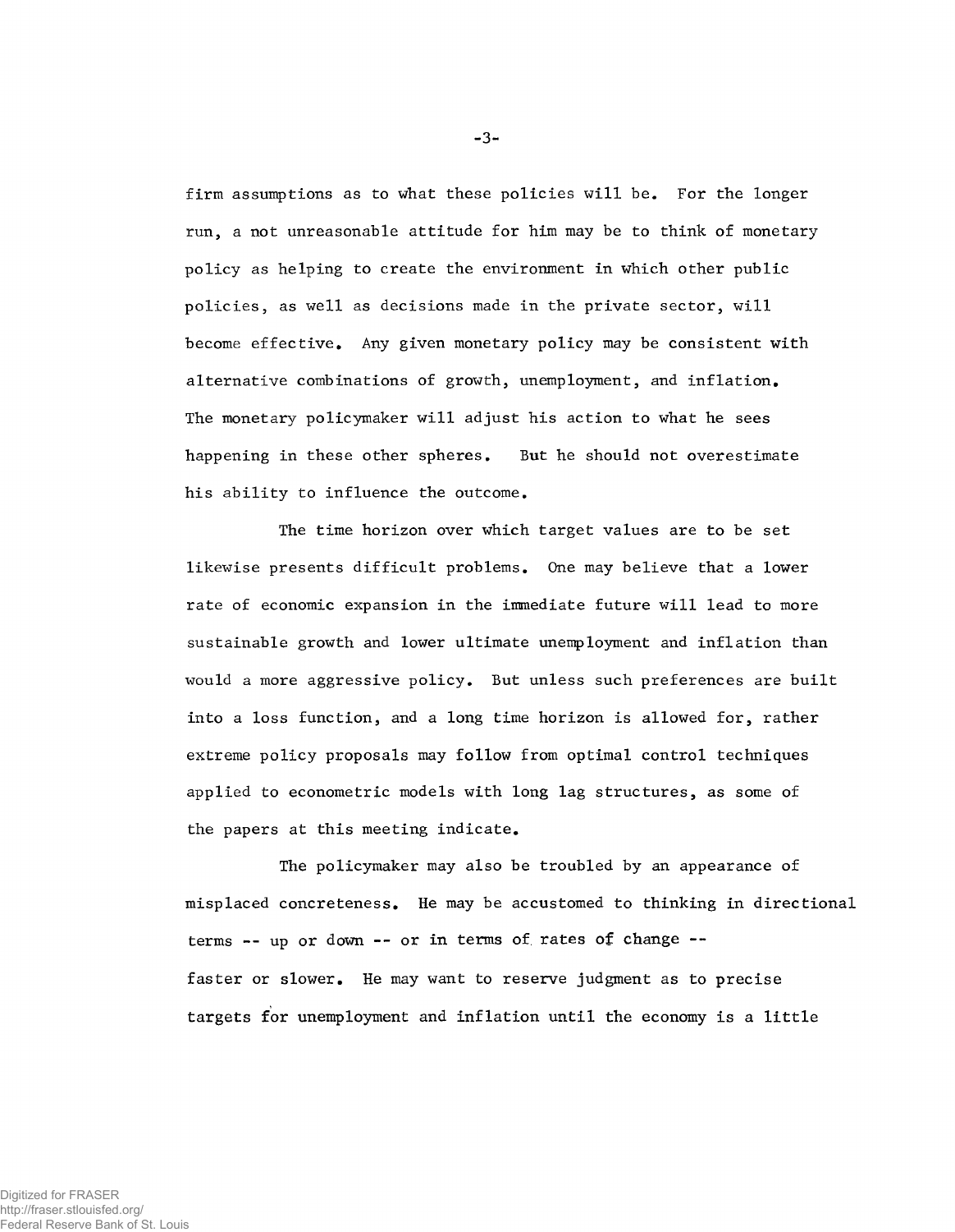firm assumptions as to what these policies will be. For the longer run, a not unreasonable attitude for him may be to think of monetary policy as helping to create the environment in which other public policies, as well as decisions made in the private sector, will become effective. Any given monetary policy may be consistent with alternative combinations of growth, unemployment, and inflation. The monetary policymaker will adjust his action to what he sees happening in these other spheres. But he should not overestimate his ability to influence the outcome.

The time horizon over which target values are to be set likewise presents difficult problems. One may believe that a lower rate of economic expansion in the immediate future will lead to more sustainable growth and lower ultimate unemployment and inflation than would a more aggressive policy. But unless such preferences are built into a loss function, and a long time horizon is allowed for, rather extreme policy proposals may follow from optimal control techniques applied to econometric models with long lag structures, as some of the papers at this meeting indicate.

The policymaker may also be troubled by an appearance of misplaced concreteness. He may be accustomed to thinking in directional terms -- up or down -- or in terms of rates of change -- faster or slower. He may want to reserve judgment as to precise targets for unemployment and inflation until the economy is a little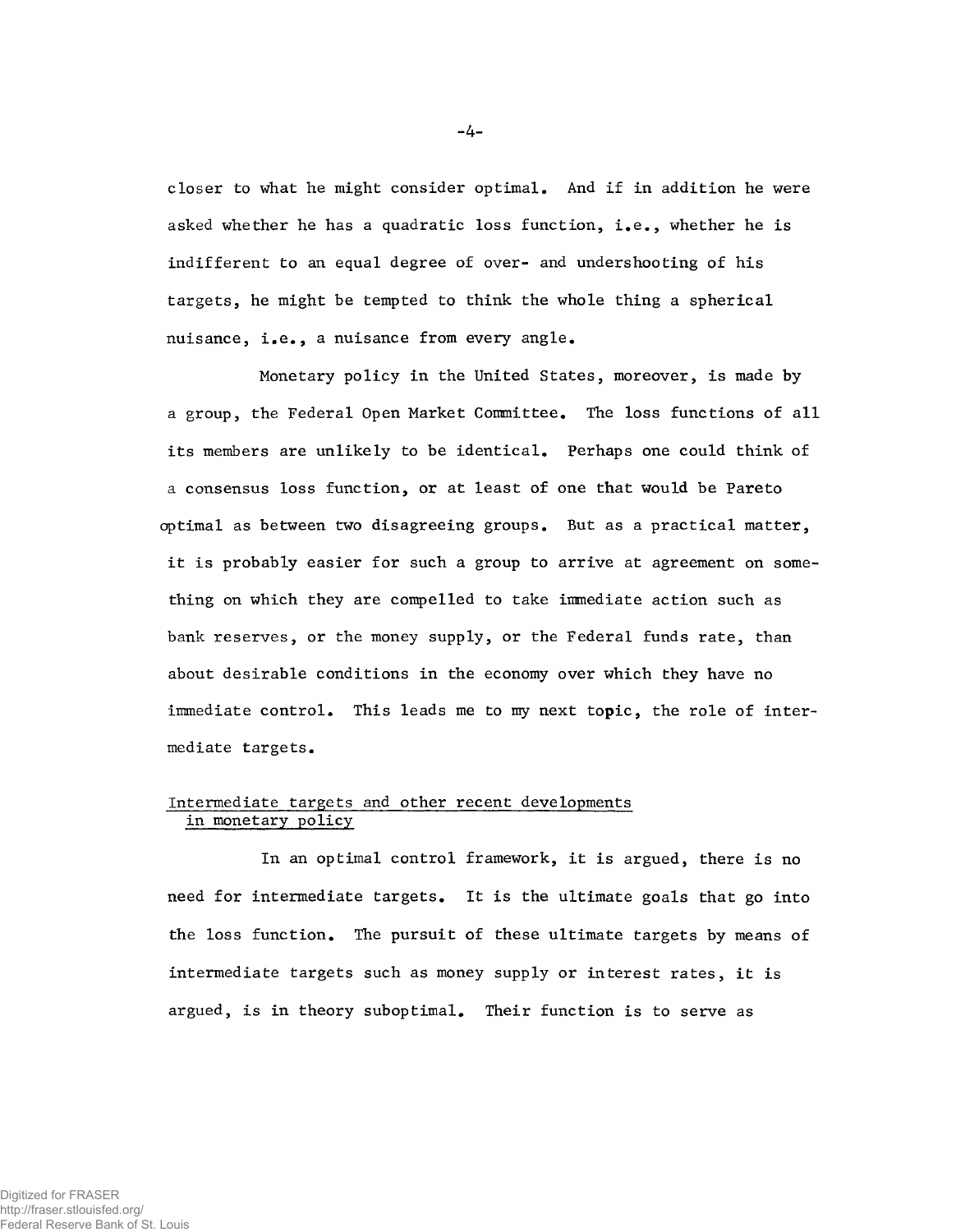closer to what he might consider optimal. And if in addition he were asked whether he has a quadratic loss function, i.e., whether he is indifferent to an equal degree of over- and undershooting of his targets, he might be tempted to think the whole thing a spherical nuisance, i.e., a nuisance from every angle.

Monetary policy in the United States, moreover, is made by a group, the Federal Open Market Committee. The loss functions of all its members are unlikely to be identical. Perhaps one could think of a consensus loss function, or at least of one that would be Pareto optimal as between two disagreeing groups. But as a practical matter, it is probably easier for such a group to arrive at agreement on something on which they are compelled to take immediate action such as bank reserves, or the money supply, or the Federal funds rate, than about desirable conditions in the economy over which they have no immediate control. This leads me to my next topic, the role of intermediate targets.

## Intermediate targets and other recent developments in monetary policy

In an optimal control framework, it is argued, there is no need for intermediate targets. It is the ultimate goals that go into the loss function. The pursuit of these ultimate targets by means of intermediate targets such as money supply or interest rates, it is argued, is in theory suboptimal. Their function is to serve as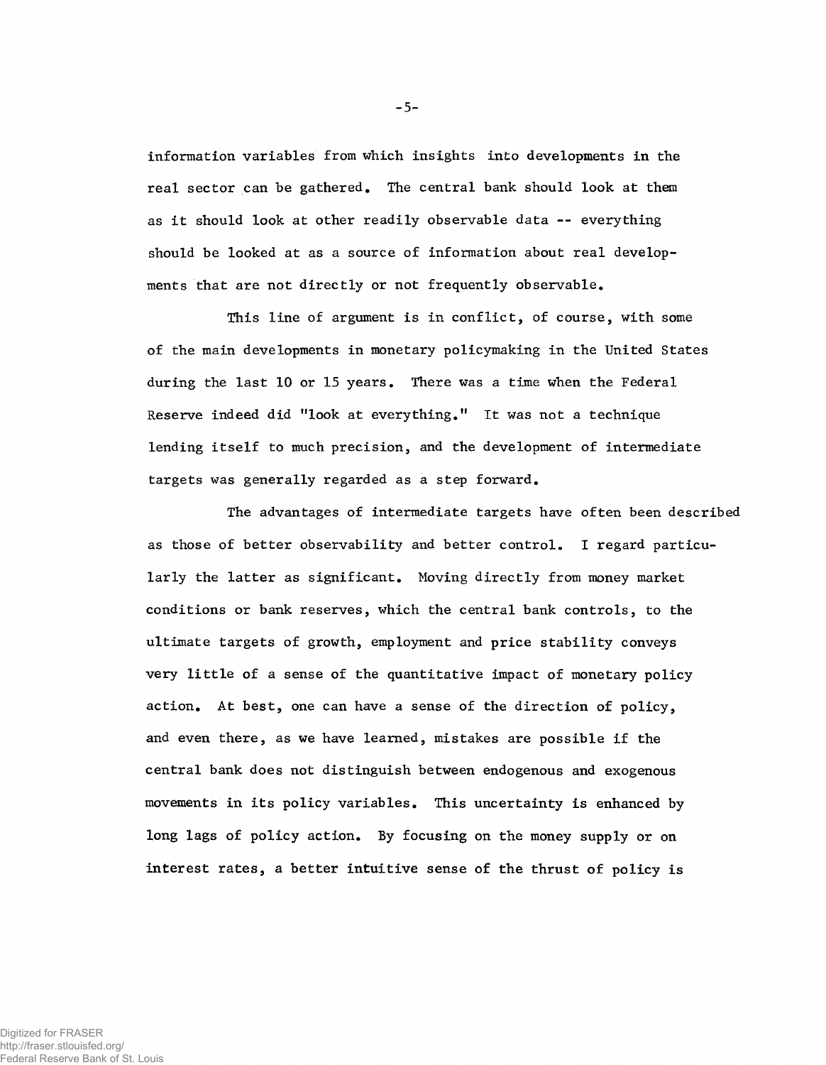information variables from which insights into developments in the real sector can be gathered. The central bank should look at them as it should look at other readily observable data -- everything should be looked at as a source of information about real developments that are not directly or not frequently observable.

This line of argument is in conflict, of course, with some of the main developments in monetary policymaking in the United States during the last 10 or 15 years. There was a time when the Federal Reserve indeed did "look at everything." It was not a technique lending itself to much precision, and the development of intermediate targets was generally regarded as a step forward.

The advantages of intermediate targets have often been described as those of better observability and better control. I regard particularly the latter as significant. Moving directly from money market conditions or bank reserves, which the central bank controls, to the ultimate targets of growth, employment and price stability conveys very little of a sense of the quantitative impact of monetary policy action. At best, one can have a sense of the direction of policy, and even there, as we have learned, mistakes are possible if the central bank does not distinguish between endogenous and exogenous movements in its policy variables. This uncertainty is enhanced by long lags of policy action. By focusing on the money supply or on interest rates, a better intuitive sense of the thrust of policy is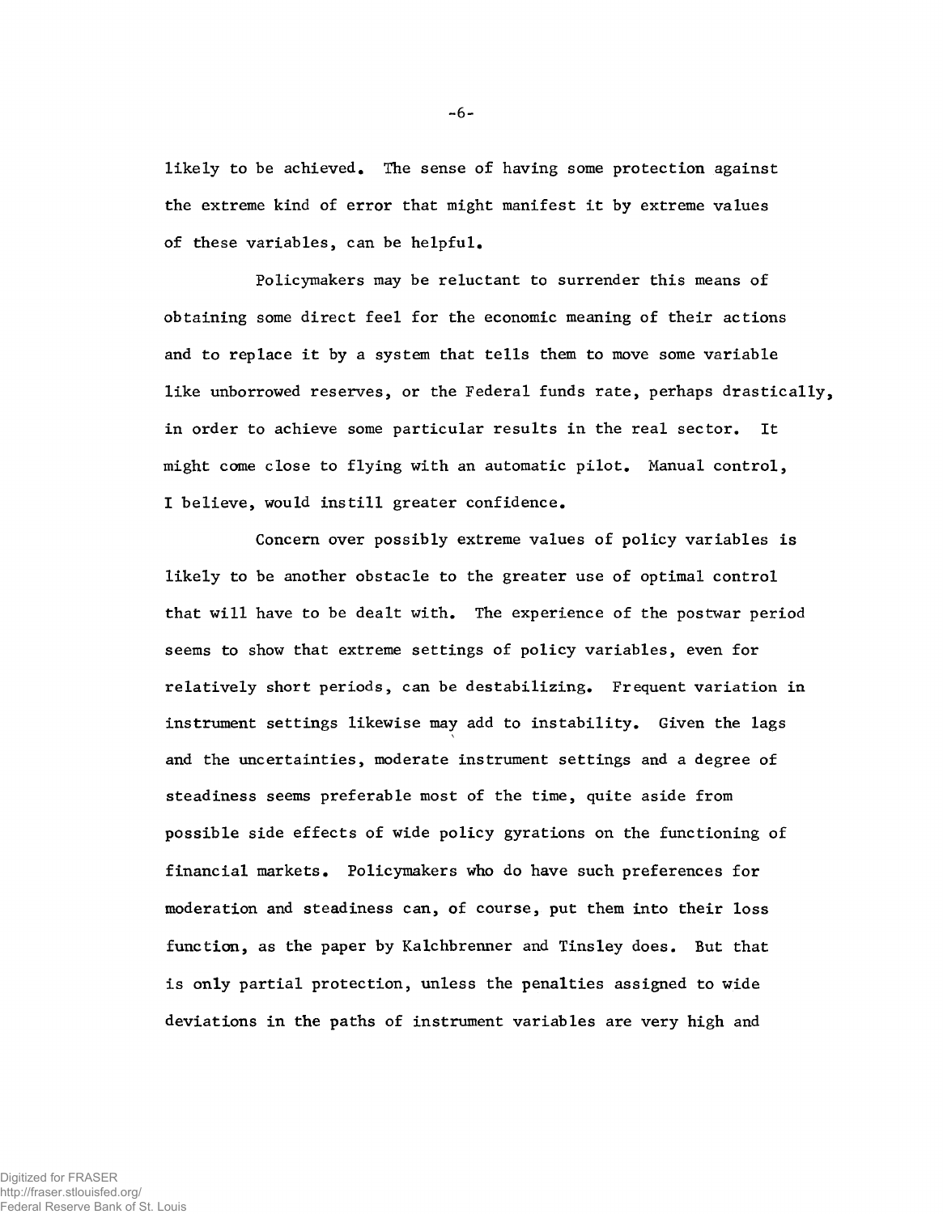likely to be achieved. The sense of having some protection against the extreme kind of error that might manifest it by extreme values of these variables, can be helpful.

Policymakers may be reluctant to surrender this means of obtaining some direct feel for the economic meaning of their actions and to replace it by a system that tells them to move some variable like unborrowed reserves, or the Federal funds rate, perhaps drastically, in order to achieve some particular results in the real sector. It might come close to flying with an automatic pilot. Manual control, I believe, would instill greater confidence.

Concern over possibly extreme values of policy variables is likely to be another obstacle to the greater use of optimal control that will have to be dealt with. The experience of the postwar period seems to show that extreme settings of policy variables, even for relatively short periods, can be destabilizing. Frequent variation in instrument settings likewise may add to instability. Given the lags and the uncertainties, moderate instrument settings and a degree of steadiness seems preferable most of the time, quite aside from possible side effects of wide policy gyrations on the functioning of financial markets. Policymakers who do have such preferences for moderation and steadiness can, of course, put them into their loss function, as the paper by Kalchbrenner and Tinsley does. But that is only partial protection, unless the penalties assigned to wide deviations in the paths of instrument variables are very high and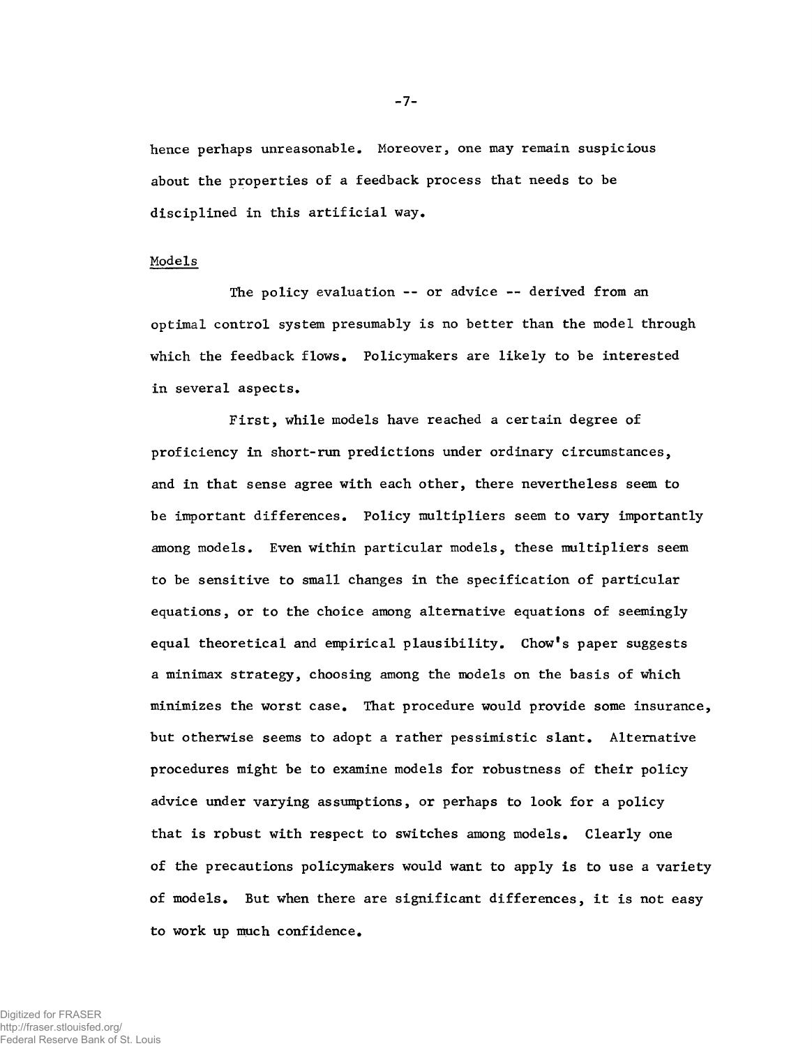hence perhaps unreasonable. Moreover, one may remain suspicious about the properties of a feedback process that needs to be disciplined in this artificial way.

## Models

The policy evaluation -- or advice -- derived from an optimal control system presumably is no better than the model through which the feedback flows. Policymakers are likely to be interested in several aspects.

First, while models have reached a certain degree of proficiency in short-run predictions under ordinary circumstances, and in that sense agree with each other, there nevertheless seem to be important differences. Policy multipliers seem to vary importantly among models. Even within particular models, these multipliers seem to be sensitive to small changes in the specification of particular equations, or to the choice among alternative equations of seemingly equal theoretical and empirical plausibility. Chow's paper suggests a minimax strategy, choosing among the models on the basis of which minimizes the worst case. That procedure would provide some insurance, but otherwise seems to adopt a rather pessimistic slant. Alternative procedures might be to examine models for robustness of their policy advice under varying assumptions, or perhaps to look for a policy that is robust with respect to switches among models. Clearly one of the precautions policymakers would want to apply is to use a variety of models. But when there are significant differences, it is not easy to work up much confidence.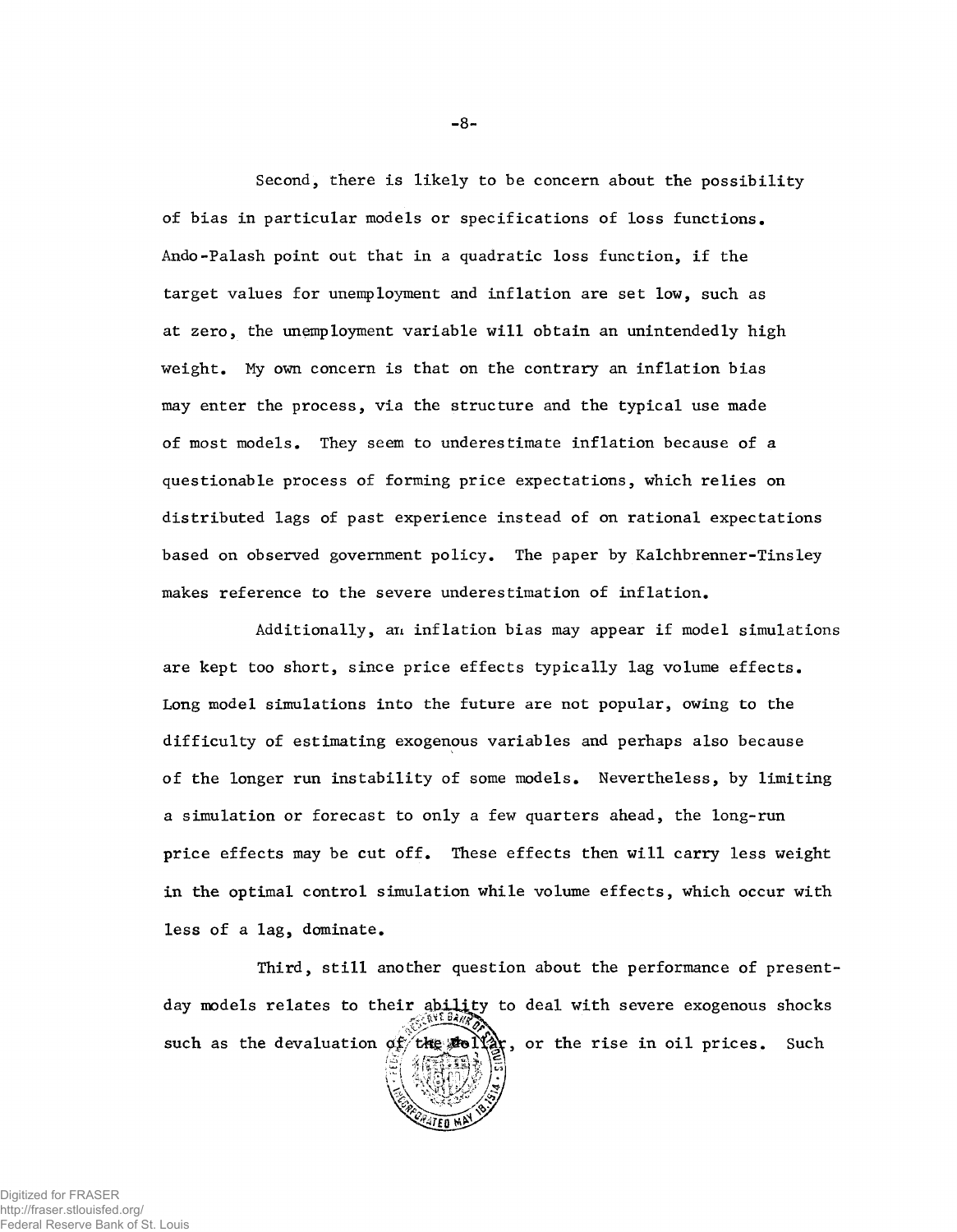Second, there is likely to be concern about the possibility of bias in particular models or specifications of loss functions. Ando-Palash point out that in a quadratic loss function, if the target values for unemployment and inflation are set low, such as at zero, the unemployment variable will obtain an unintendedly high weight. My own concern is that on the contrary an inflation bias may enter the process, via the structure and the typical use made of most models. They seem to underestimate inflation because of a questionable process of forming price expectations, which relies on distributed lags of past experience instead of on rational expectations based on observed government policy. The paper by Kalchbrenner-Tinsley makes reference to the severe underestimation of inflation.

Additionally, an inflation bias may appear if model simulations are kept too short, since price effects typically lag volume effects. Long model simulations into the future are not popular, owing to the difficulty of estimating exogenous variables and perhaps also because of the longer run instability of some models. Nevertheless, by limiting a simulation or forecast to only a few quarters ahead, the long-run price effects may be cut off. These effects then will carry less weight in the optimal control simulation while volume effects, which occur with less of a lag, dominate.

Third, still another question about the performance of present-day models relates to their ability to deal with severe exogenous shocks such as the devaluation of the dollar, or the rise in oil prices. Such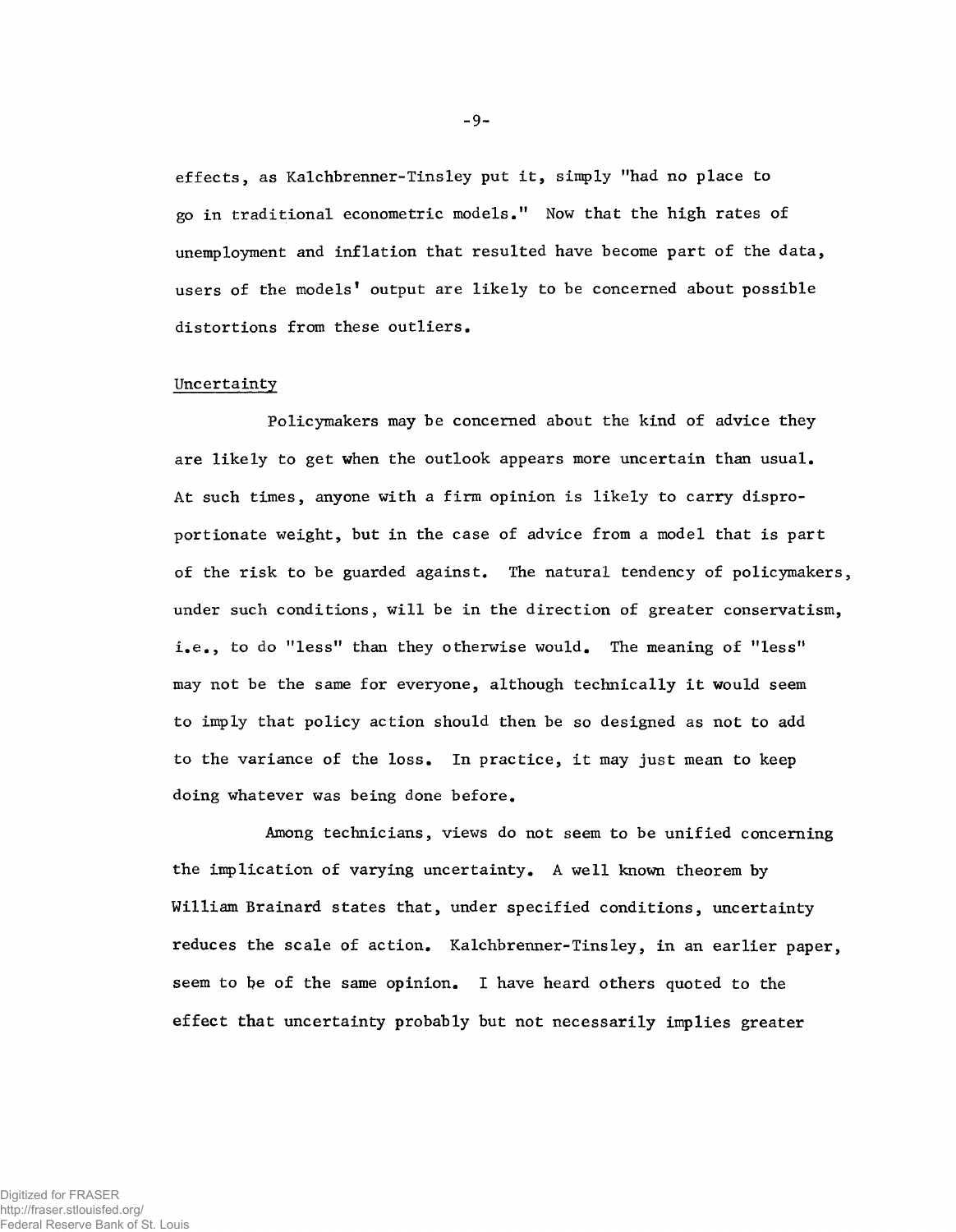effects, as Kalchbrenner-Tinsley put it, simply "had no place to go in traditional econometric models." Now that the high rates of unemployment and inflation that resulted have become part of the data, users of the models' output are likely to be concerned about possible distortions from these outliers.

### Uncertainty

Policymakers may be concerned about the kind of advice they are likely to get when the outlook appears more uncertain than usual. At such times, anyone with a firm opinion is likely to carry disproportionate weight, but in the case of advice from a model that is part of the risk to be guarded against. The natural tendency of policymakers, under such conditions, will be in the direction of greater conservatism, i.e., to do "less" than they otherwise would. The meaning of "less" may not be the same for everyone, although technically it would seem to imply that policy action should then be so designed as not to add to the variance of the loss. In practice, it may just mean to keep doing whatever was being done before.

Among technicians, views do not seem to be unified concerning the implication of varying uncertainty. A well known theorem by William Brainard states that, under specified conditions, uncertainty reduces the scale of action. Kalchbrenner-Tinsley, in an earlier paper, seem to be of the same opinion. I have heard others quoted to the effect that uncertainty probably but not necessarily implies greater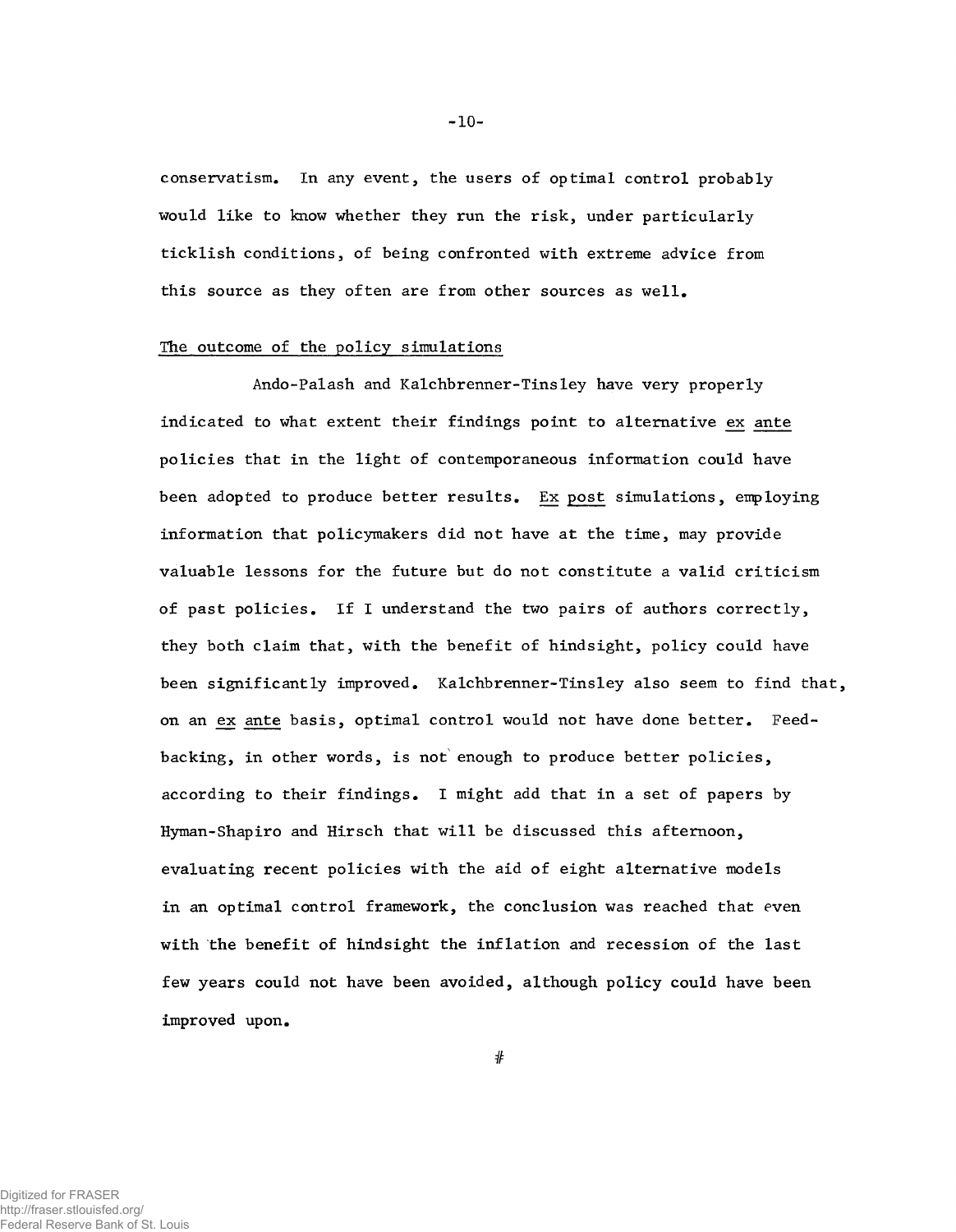conservatism. In any event, the users of optimal control probably would like to know whether they run the risk, under particularly ticklish conditions, of being confronted with extreme advice from this source as they often are from other sources as well.

## The outcome of the policy simulations

Ando-Palash and Kalchbrenner-Tinsley have very properly indicated to what extent their findings point to alternative *ex ante* policies that in the light of contemporaneous information could have been adopted to produce better results. *Ex post* simulations, employing information that policymakers did not have at the time, may provide valuable lessons for the future but do not constitute a valid criticism of past policies. If I understand the two pairs of authors correctly, they both claim that, with the benefit of hindsight, policy could have been significantly improved. Kalchbrenner-Tinsley also seem to find that, on an *ex ante* basis, optimal control would not have done better. Feedbacking, in other words, is not enough to produce better policies, according to their findings. I might add that in a set of papers by Hyman-Shapiro and Hirsch that will be discussed this afternoon, evaluating recent policies with the aid of eight alternative models in an optimal control framework, the conclusion was reached that even with the benefit of hindsight the inflation and recession of the last few years could not have been avoided, although policy could have been improved upon.

#